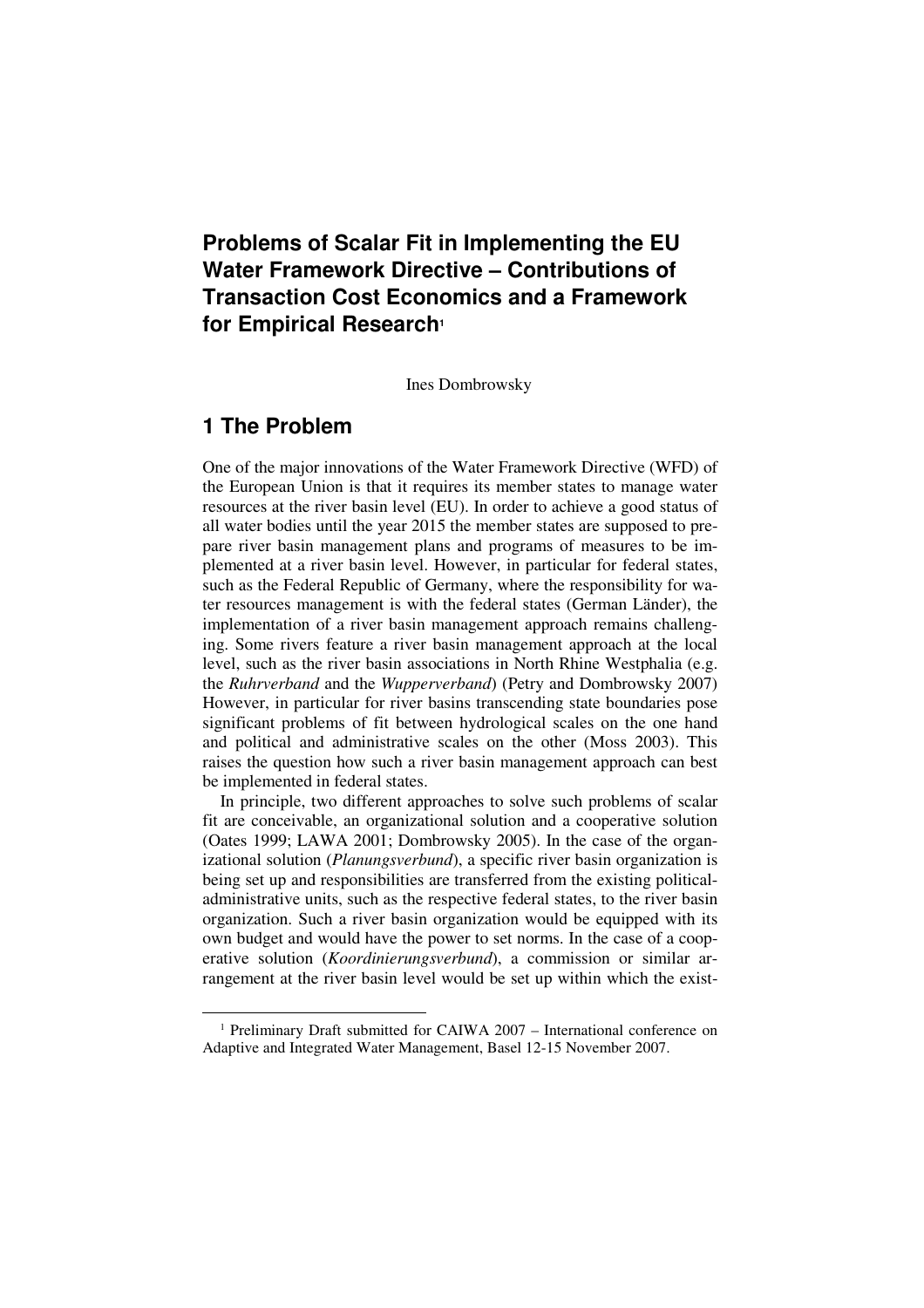# Problems of Scalar Fit in Implementing the EU Water Framework Directive – Contributions of Transaction Cost Economics and a Framework for Empirical Research[1]

Ines Dombrowsky

## 1 The Problem

One of the major innovations of the Water Framework Directive (WFD) of the European Union is that it requires its member states to manage water resources at the river basin level (EU). In order to achieve a good status of all water bodies until the year 2015 the member states are supposed to prepare river basin management plans and programs of measures to be implemented at a river basin level. However, in particular for federal states, such as the Federal Republic of Germany, where the responsibility for water resources management is with the federal states (German Länder), the implementation of a river basin management approach remains challenging. Some rivers feature a river basin management approach at the local level, such as the river basin associations in North Rhine Westphalia (e.g. the *Ruhrverband* and the *Wupperverband*) (Petry and Dombrowsky 2007) However, in particular for river basins transcending state boundaries pose significant problems of fit between hydrological scales on the one hand and political and administrative scales on the other (Moss 2003). This raises the question how such a river basin management approach can best be implemented in federal states.

In principle, two different approaches to solve such problems of scalar fit are conceivable, an organizational solution and a cooperative solution (Oates 1999; LAWA 2001; Dombrowsky 2005). In the case of the organizational solution (*Planungsverbund*), a specific river basin organization is being set up and responsibilities are transferred from the existing political-administrative units, such as the respective federal states, to the river basin organization. Such a river basin organization would be equipped with its own budget and would have the power to set norms. In the case of a cooperative solution (*Koordinierungsverbund*), a commission or similar arrangement at the river basin level would be set up within which the exist-

[1] Preliminary Draft submitted for CAIWA 2007 – International conference on Adaptive and Integrated Water Management, Basel 12-15 November 2007.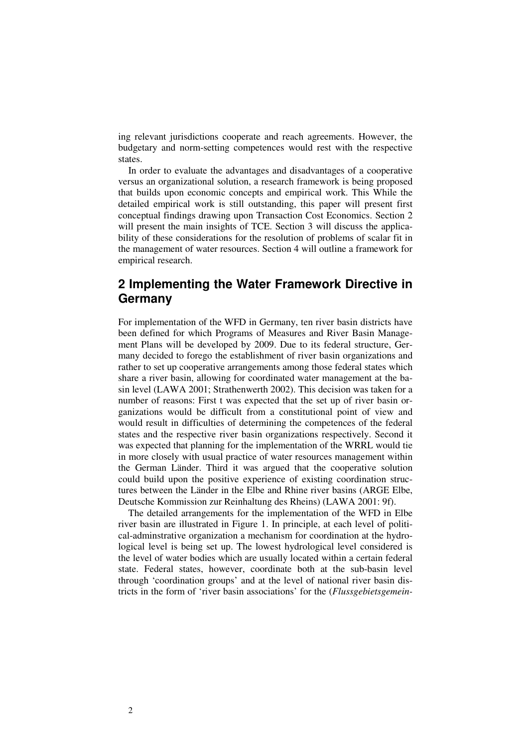ing relevant jurisdictions cooperate and reach agreements. However, the budgetary and norm-setting competences would rest with the respective states.

In order to evaluate the advantages and disadvantages of a cooperative versus an organizational solution, a research framework is being proposed that builds upon economic concepts and empirical work. This While the detailed empirical work is still outstanding, this paper will present first conceptual findings drawing upon Transaction Cost Economics. Section 2 will present the main insights of TCE. Section 3 will discuss the applicability of these considerations for the resolution of problems of scalar fit in the management of water resources. Section 4 will outline a framework for empirical research.

## 2 Implementing the Water Framework Directive in Germany

For implementation of the WFD in Germany, ten river basin districts have been defined for which Programs of Measures and River Basin Management Plans will be developed by 2009. Due to its federal structure, Germany decided to forego the establishment of river basin organizations and rather to set up cooperative arrangements among those federal states which share a river basin, allowing for coordinated water management at the basin level (LAWA 2001; Strathenwerth 2002). This decision was taken for a number of reasons: First t was expected that the set up of river basin organizations would be difficult from a constitutional point of view and would result in difficulties of determining the competences of the federal states and the respective river basin organizations respectively. Second it was expected that planning for the implementation of the WRRL would tie in more closely with usual practice of water resources management within the German Länder. Third it was argued that the cooperative solution could build upon the positive experience of existing coordination structures between the Länder in the Elbe and Rhine river basins (ARGE Elbe, Deutsche Kommission zur Reinhaltung des Rheins) (LAWA 2001: 9f).

The detailed arrangements for the implementation of the WFD in Elbe river basin are illustrated in Figure 1. In principle, at each level of political-adminstrative organization a mechanism for coordination at the hydrological level is being set up. The lowest hydrological level considered is the level of water bodies which are usually located within a certain federal state. Federal states, however, coordinate both at the sub-basin level through 'coordination groups' and at the level of national river basin districts in the form of 'river basin associations' for the (*Flussgebietsgemein-*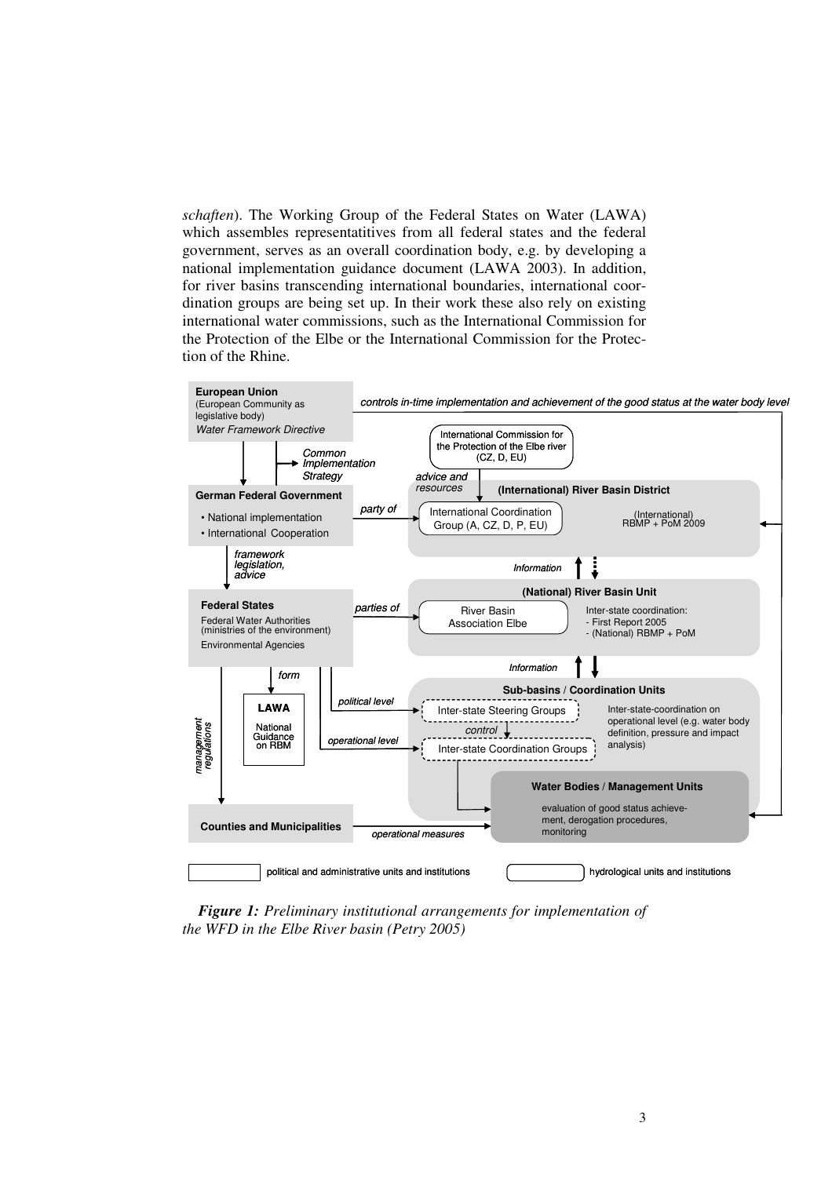*schaften*). The Working Group of the Federal States on Water (LAWA) which assembles representatitives from all federal states and the federal government, serves as an overall coordination body, e.g. by developing a national implementation guidance document (LAWA 2003). In addition, for river basins transcending international boundaries, international coordination groups are being set up. In their work these also rely on existing international water commissions, such as the International Commission for the Protection of the Elbe or the International Commission for the Protection of the Rhine.

***Figure 1:*** *Preliminary institutional arrangements for implementation of the WFD in the Elbe River basin (Petry 2005)*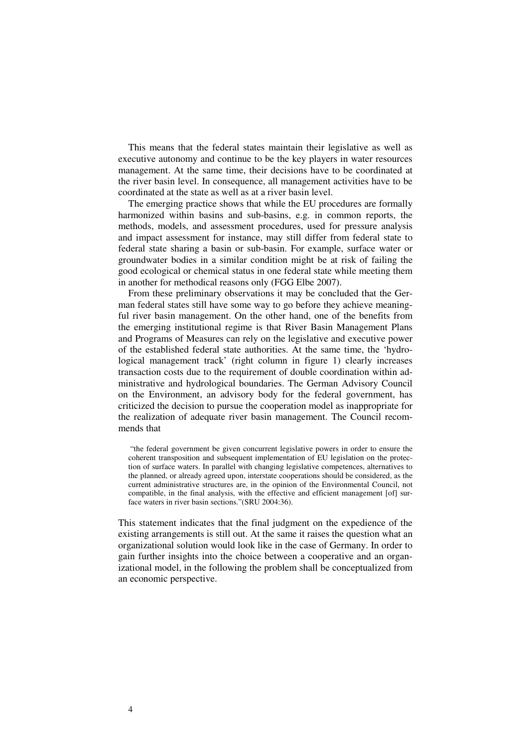This means that the federal states maintain their legislative as well as executive autonomy and continue to be the key players in water resources management. At the same time, their decisions have to be coordinated at the river basin level. In consequence, all management activities have to be coordinated at the state as well as at a river basin level.

The emerging practice shows that while the EU procedures are formally harmonized within basins and sub-basins, e.g. in common reports, the methods, models, and assessment procedures, used for pressure analysis and impact assessment for instance, may still differ from federal state to federal state sharing a basin or sub-basin. For example, surface water or groundwater bodies in a similar condition might be at risk of failing the good ecological or chemical status in one federal state while meeting them in another for methodical reasons only (FGG Elbe 2007).

From these preliminary observations it may be concluded that the German federal states still have some way to go before they achieve meaningful river basin management. On the other hand, one of the benefits from the emerging institutional regime is that River Basin Management Plans and Programs of Measures can rely on the legislative and executive power of the established federal state authorities. At the same time, the 'hydrological management track' (right column in figure 1) clearly increases transaction costs due to the requirement of double coordination within administrative and hydrological boundaries. The German Advisory Council on the Environment, an advisory body for the federal government, has criticized the decision to pursue the cooperation model as inappropriate for the realization of adequate river basin management. The Council recommends that

> "the federal government be given concurrent legislative powers in order to ensure the coherent transposition and subsequent implementation of EU legislation on the protection of surface waters. In parallel with changing legislative competences, alternatives to the planned, or already agreed upon, interstate cooperations should be considered, as the current administrative structures are, in the opinion of the Environmental Council, not compatible, in the final analysis, with the effective and efficient management [of] surface waters in river basin sections."(SRU 2004:36).

This statement indicates that the final judgment on the expedience of the existing arrangements is still out. At the same it raises the question what an organizational solution would look like in the case of Germany. In order to gain further insights into the choice between a cooperative and an organizational model, in the following the problem shall be conceptualized from an economic perspective.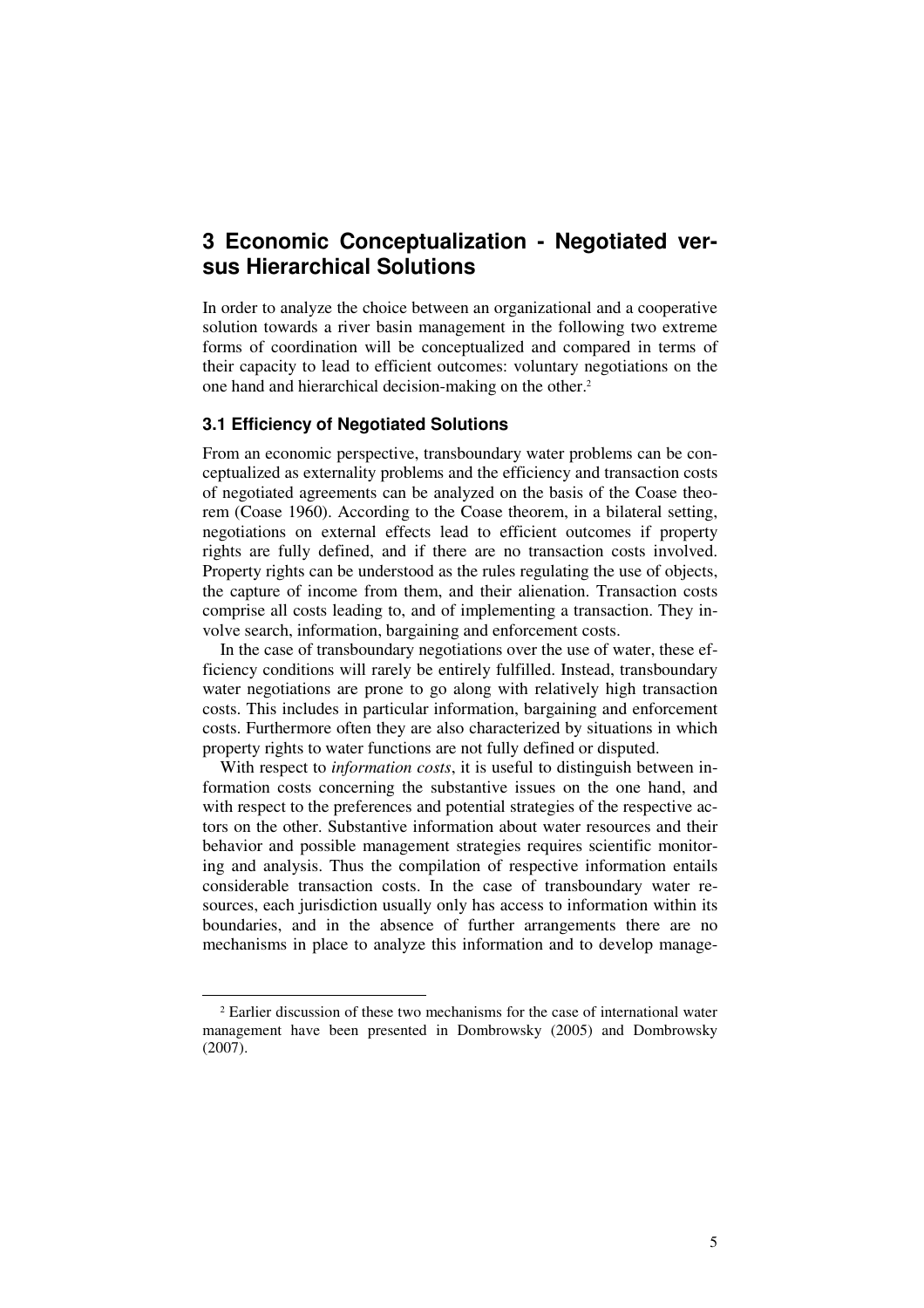# 3 Economic Conceptualization - Negotiated versus Hierarchical Solutions

In order to analyze the choice between an organizational and a cooperative solution towards a river basin management in the following two extreme forms of coordination will be conceptualized and compared in terms of their capacity to lead to efficient outcomes: voluntary negotiations on the one hand and hierarchical decision-making on the other.[2]

## 3.1 Efficiency of Negotiated Solutions

From an economic perspective, transboundary water problems can be conceptualized as externality problems and the efficiency and transaction costs of negotiated agreements can be analyzed on the basis of the Coase theorem (Coase 1960). According to the Coase theorem, in a bilateral setting, negotiations on external effects lead to efficient outcomes if property rights are fully defined, and if there are no transaction costs involved. Property rights can be understood as the rules regulating the use of objects, the capture of income from them, and their alienation. Transaction costs comprise all costs leading to, and of implementing a transaction. They involve search, information, bargaining and enforcement costs.

In the case of transboundary negotiations over the use of water, these efficiency conditions will rarely be entirely fulfilled. Instead, transboundary water negotiations are prone to go along with relatively high transaction costs. This includes in particular information, bargaining and enforcement costs. Furthermore often they are also characterized by situations in which property rights to water functions are not fully defined or disputed.

With respect to *information costs*, it is useful to distinguish between information costs concerning the substantive issues on the one hand, and with respect to the preferences and potential strategies of the respective actors on the other. Substantive information about water resources and their behavior and possible management strategies requires scientific monitoring and analysis. Thus the compilation of respective information entails considerable transaction costs. In the case of transboundary water resources, each jurisdiction usually only has access to information within its boundaries, and in the absence of further arrangements there are no mechanisms in place to analyze this information and to develop manage-

[2] Earlier discussion of these two mechanisms for the case of international water management have been presented in Dombrowsky (2005) and Dombrowsky (2007).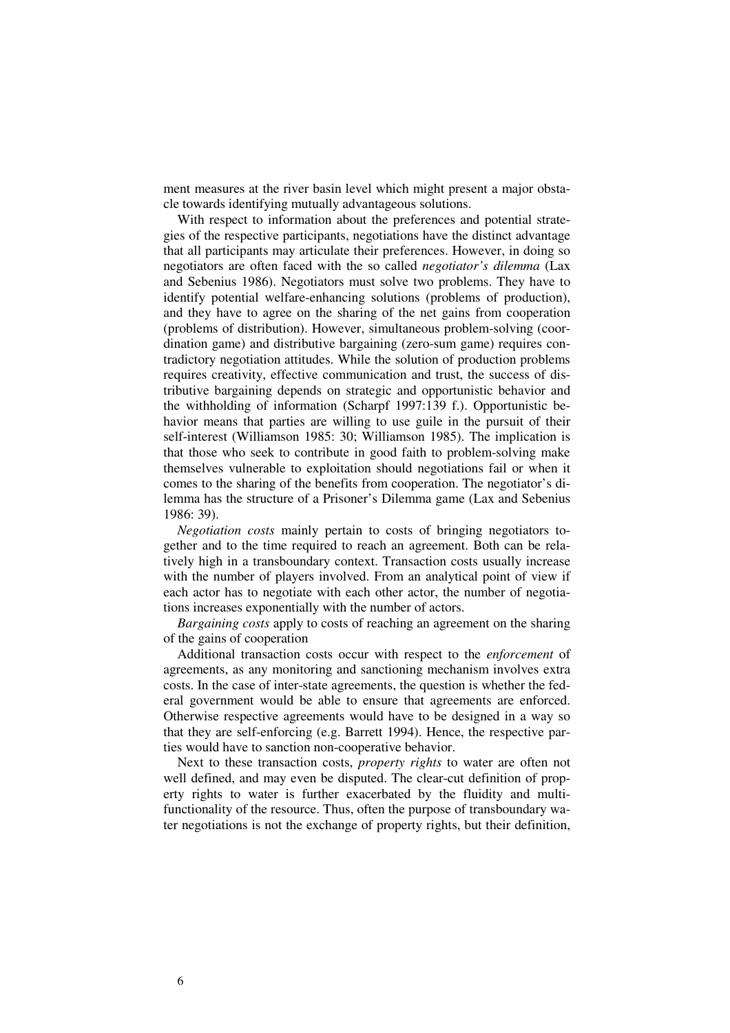ment measures at the river basin level which might present a major obstacle towards identifying mutually advantageous solutions.

With respect to information about the preferences and potential strategies of the respective participants, negotiations have the distinct advantage that all participants may articulate their preferences. However, in doing so negotiators are often faced with the so called *negotiator's dilemma* (Lax and Sebenius 1986). Negotiators must solve two problems. They have to identify potential welfare-enhancing solutions (problems of production), and they have to agree on the sharing of the net gains from cooperation (problems of distribution). However, simultaneous problem-solving (coordination game) and distributive bargaining (zero-sum game) requires contradictory negotiation attitudes. While the solution of production problems requires creativity, effective communication and trust, the success of distributive bargaining depends on strategic and opportunistic behavior and the withholding of information (Scharpf 1997:139 f.). Opportunistic behavior means that parties are willing to use guile in the pursuit of their self-interest (Williamson 1985: 30; Williamson 1985). The implication is that those who seek to contribute in good faith to problem-solving make themselves vulnerable to exploitation should negotiations fail or when it comes to the sharing of the benefits from cooperation. The negotiator's dilemma has the structure of a Prisoner's Dilemma game (Lax and Sebenius 1986: 39).

*Negotiation costs* mainly pertain to costs of bringing negotiators together and to the time required to reach an agreement. Both can be relatively high in a transboundary context. Transaction costs usually increase with the number of players involved. From an analytical point of view if each actor has to negotiate with each other actor, the number of negotiations increases exponentially with the number of actors.

*Bargaining costs* apply to costs of reaching an agreement on the sharing of the gains of cooperation

Additional transaction costs occur with respect to the *enforcement* of agreements, as any monitoring and sanctioning mechanism involves extra costs. In the case of inter-state agreements, the question is whether the federal government would be able to ensure that agreements are enforced. Otherwise respective agreements would have to be designed in a way so that they are self-enforcing (e.g. Barrett 1994). Hence, the respective parties would have to sanction non-cooperative behavior.

Next to these transaction costs, *property rights* to water are often not well defined, and may even be disputed. The clear-cut definition of property rights to water is further exacerbated by the fluidity and multifunctionality of the resource. Thus, often the purpose of transboundary water negotiations is not the exchange of property rights, but their definition,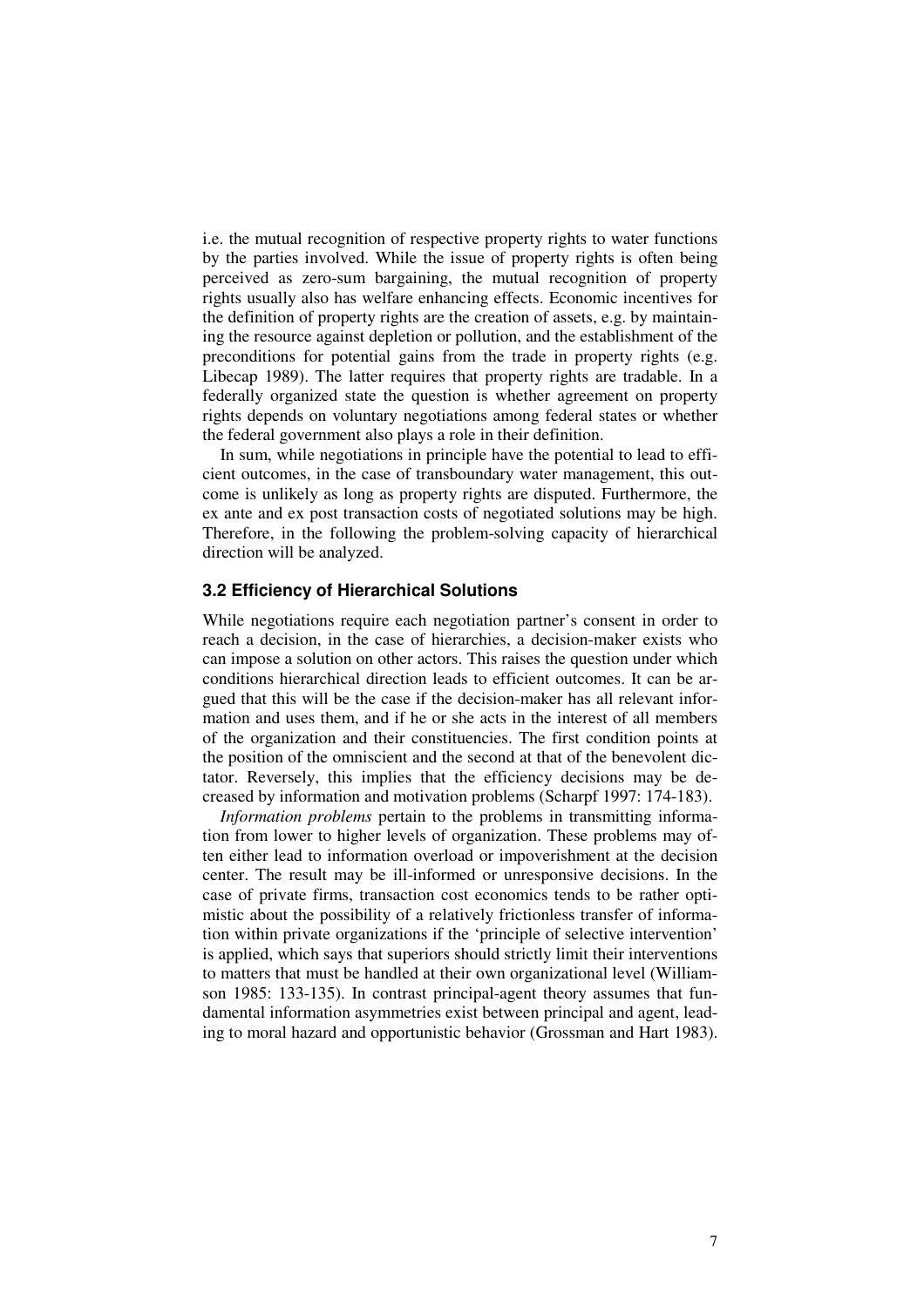i.e. the mutual recognition of respective property rights to water functions by the parties involved. While the issue of property rights is often being perceived as zero-sum bargaining, the mutual recognition of property rights usually also has welfare enhancing effects. Economic incentives for the definition of property rights are the creation of assets, e.g. by maintaining the resource against depletion or pollution, and the establishment of the preconditions for potential gains from the trade in property rights (e.g. Libecap 1989). The latter requires that property rights are tradable. In a federally organized state the question is whether agreement on property rights depends on voluntary negotiations among federal states or whether the federal government also plays a role in their definition.

In sum, while negotiations in principle have the potential to lead to efficient outcomes, in the case of transboundary water management, this outcome is unlikely as long as property rights are disputed. Furthermore, the ex ante and ex post transaction costs of negotiated solutions may be high. Therefore, in the following the problem-solving capacity of hierarchical direction will be analyzed.

### 3.2 Efficiency of Hierarchical Solutions

While negotiations require each negotiation partner's consent in order to reach a decision, in the case of hierarchies, a decision-maker exists who can impose a solution on other actors. This raises the question under which conditions hierarchical direction leads to efficient outcomes. It can be argued that this will be the case if the decision-maker has all relevant information and uses them, and if he or she acts in the interest of all members of the organization and their constituencies. The first condition points at the position of the omniscient and the second at that of the benevolent dictator. Reversely, this implies that the efficiency decisions may be decreased by information and motivation problems (Scharpf 1997: 174-183).

*Information problems* pertain to the problems in transmitting information from lower to higher levels of organization. These problems may often either lead to information overload or impoverishment at the decision center. The result may be ill-informed or unresponsive decisions. In the case of private firms, transaction cost economics tends to be rather optimistic about the possibility of a relatively frictionless transfer of information within private organizations if the 'principle of selective intervention' is applied, which says that superiors should strictly limit their interventions to matters that must be handled at their own organizational level (Williamson 1985: 133-135). In contrast principal-agent theory assumes that fundamental information asymmetries exist between principal and agent, leading to moral hazard and opportunistic behavior (Grossman and Hart 1983).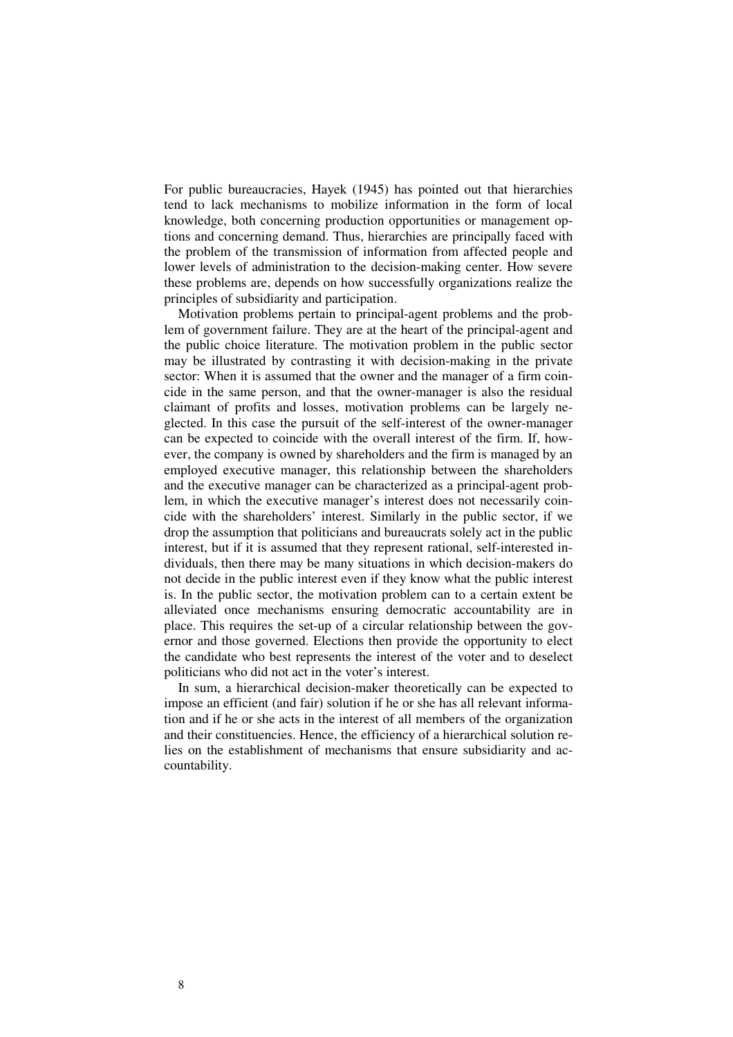For public bureaucracies, Hayek (1945) has pointed out that hierarchies tend to lack mechanisms to mobilize information in the form of local knowledge, both concerning production opportunities or management options and concerning demand. Thus, hierarchies are principally faced with the problem of the transmission of information from affected people and lower levels of administration to the decision-making center. How severe these problems are, depends on how successfully organizations realize the principles of subsidiarity and participation.

Motivation problems pertain to principal-agent problems and the problem of government failure. They are at the heart of the principal-agent and the public choice literature. The motivation problem in the public sector may be illustrated by contrasting it with decision-making in the private sector: When it is assumed that the owner and the manager of a firm coincide in the same person, and that the owner-manager is also the residual claimant of profits and losses, motivation problems can be largely neglected. In this case the pursuit of the self-interest of the owner-manager can be expected to coincide with the overall interest of the firm. If, however, the company is owned by shareholders and the firm is managed by an employed executive manager, this relationship between the shareholders and the executive manager can be characterized as a principal-agent problem, in which the executive manager's interest does not necessarily coincide with the shareholders' interest. Similarly in the public sector, if we drop the assumption that politicians and bureaucrats solely act in the public interest, but if it is assumed that they represent rational, self-interested individuals, then there may be many situations in which decision-makers do not decide in the public interest even if they know what the public interest is. In the public sector, the motivation problem can to a certain extent be alleviated once mechanisms ensuring democratic accountability are in place. This requires the set-up of a circular relationship between the governor and those governed. Elections then provide the opportunity to elect the candidate who best represents the interest of the voter and to deselect politicians who did not act in the voter's interest.

In sum, a hierarchical decision-maker theoretically can be expected to impose an efficient (and fair) solution if he or she has all relevant information and if he or she acts in the interest of all members of the organization and their constituencies. Hence, the efficiency of a hierarchical solution relies on the establishment of mechanisms that ensure subsidiarity and accountability.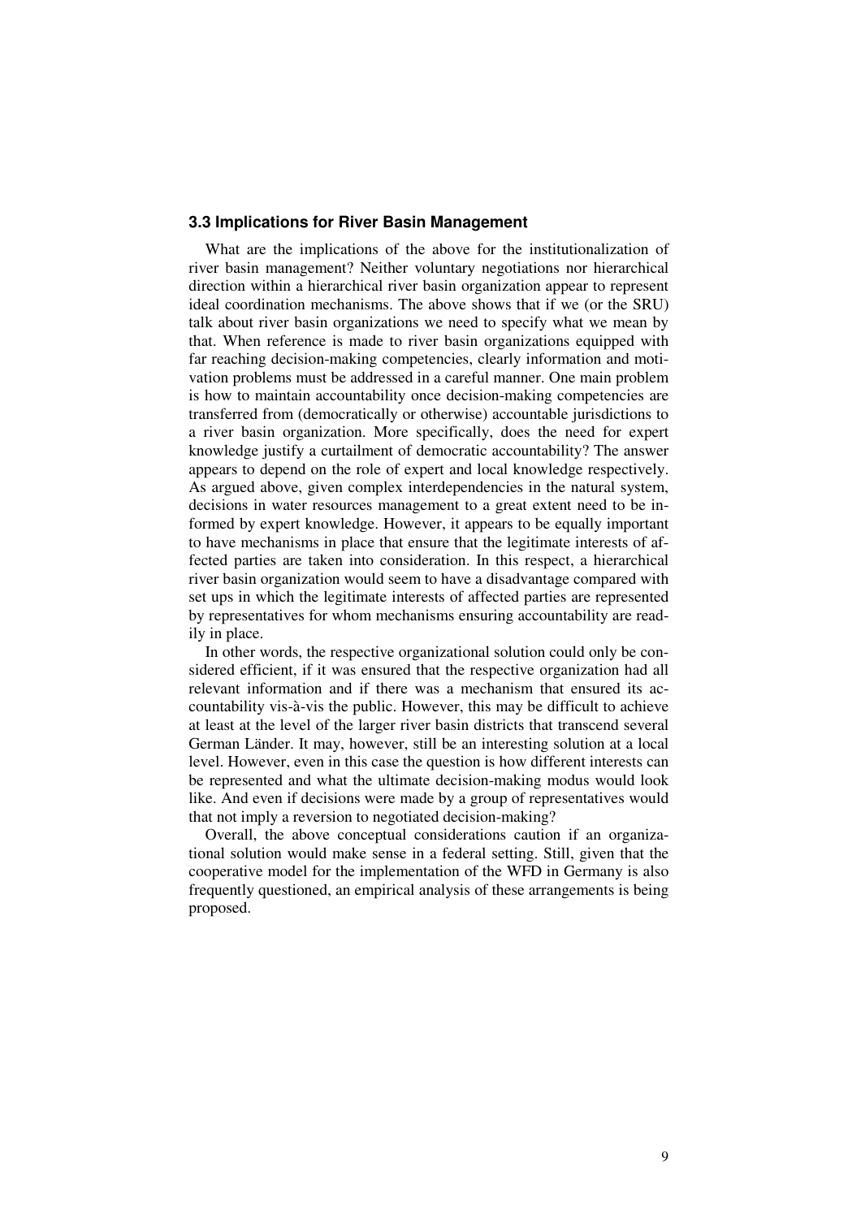### 3.3 Implications for River Basin Management

What are the implications of the above for the institutionalization of river basin management? Neither voluntary negotiations nor hierarchical direction within a hierarchical river basin organization appear to represent ideal coordination mechanisms. The above shows that if we (or the SRU) talk about river basin organizations we need to specify what we mean by that. When reference is made to river basin organizations equipped with far reaching decision-making competencies, clearly information and motivation problems must be addressed in a careful manner. One main problem is how to maintain accountability once decision-making competencies are transferred from (democratically or otherwise) accountable jurisdictions to a river basin organization. More specifically, does the need for expert knowledge justify a curtailment of democratic accountability? The answer appears to depend on the role of expert and local knowledge respectively. As argued above, given complex interdependencies in the natural system, decisions in water resources management to a great extent need to be informed by expert knowledge. However, it appears to be equally important to have mechanisms in place that ensure that the legitimate interests of affected parties are taken into consideration. In this respect, a hierarchical river basin organization would seem to have a disadvantage compared with set ups in which the legitimate interests of affected parties are represented by representatives for whom mechanisms ensuring accountability are readily in place.

In other words, the respective organizational solution could only be considered efficient, if it was ensured that the respective organization had all relevant information and if there was a mechanism that ensured its accountability vis-à-vis the public. However, this may be difficult to achieve at least at the level of the larger river basin districts that transcend several German Länder. It may, however, still be an interesting solution at a local level. However, even in this case the question is how different interests can be represented and what the ultimate decision-making modus would look like. And even if decisions were made by a group of representatives would that not imply a reversion to negotiated decision-making?

Overall, the above conceptual considerations caution if an organizational solution would make sense in a federal setting. Still, given that the cooperative model for the implementation of the WFD in Germany is also frequently questioned, an empirical analysis of these arrangements is being proposed.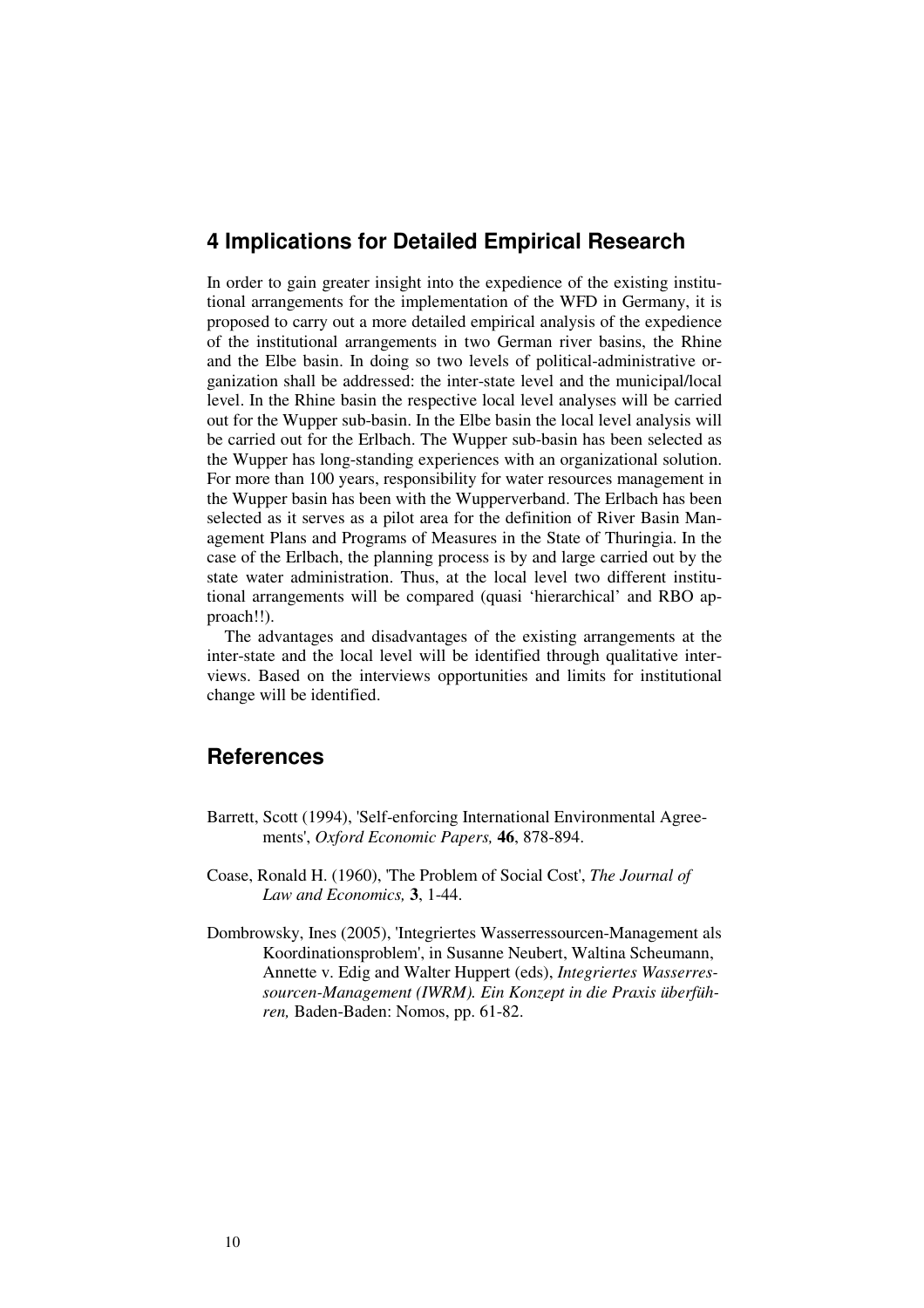## 4 Implications for Detailed Empirical Research

In order to gain greater insight into the expedience of the existing institutional arrangements for the implementation of the WFD in Germany, it is proposed to carry out a more detailed empirical analysis of the expedience of the institutional arrangements in two German river basins, the Rhine and the Elbe basin. In doing so two levels of political-administrative organization shall be addressed: the inter-state level and the municipal/local level. In the Rhine basin the respective local level analyses will be carried out for the Wupper sub-basin. In the Elbe basin the local level analysis will be carried out for the Erlbach. The Wupper sub-basin has been selected as the Wupper has long-standing experiences with an organizational solution. For more than 100 years, responsibility for water resources management in the Wupper basin has been with the Wupperverband. The Erlbach has been selected as it serves as a pilot area for the definition of River Basin Management Plans and Programs of Measures in the State of Thuringia. In the case of the Erlbach, the planning process is by and large carried out by the state water administration. Thus, at the local level two different institutional arrangements will be compared (quasi 'hierarchical' and RBO approach!!).

The advantages and disadvantages of the existing arrangements at the inter-state and the local level will be identified through qualitative interviews. Based on the interviews opportunities and limits for institutional change will be identified.

## References

Barrett, Scott (1994), 'Self-enforcing International Environmental Agreements', *Oxford Economic Papers,* **46**, 878-894.

Coase, Ronald H. (1960), 'The Problem of Social Cost', *The Journal of Law and Economics,* **3**, 1-44.

Dombrowsky, Ines (2005), 'Integriertes Wasserressourcen-Management als Koordinationsproblem', in Susanne Neubert, Waltina Scheumann, Annette v. Edig and Walter Huppert (eds), *Integriertes Wasserressourcen-Management (IWRM). Ein Konzept in die Praxis überführen,* Baden-Baden: Nomos, pp. 61-82.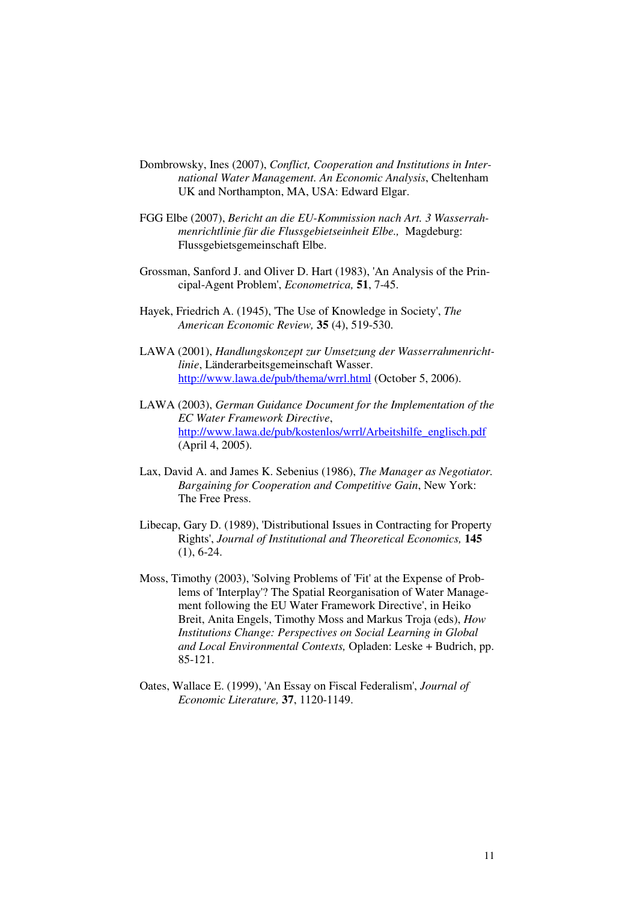Dombrowsky, Ines (2007), *Conflict, Cooperation and Institutions in International Water Management. An Economic Analysis*, Cheltenham UK and Northampton, MA, USA: Edward Elgar.

FGG Elbe (2007), *Bericht an die EU-Kommission nach Art. 3 Wasserrahmenrichtlinie für die Flussgebietseinheit Elbe.,* Magdeburg: Flussgebietsgemeinschaft Elbe.

Grossman, Sanford J. and Oliver D. Hart (1983), 'An Analysis of the Principal-Agent Problem', *Econometrica,* **51**, 7-45.

Hayek, Friedrich A. (1945), 'The Use of Knowledge in Society', *The American Economic Review,* **35** (4), 519-530.

LAWA (2001), *Handlungskonzept zur Umsetzung der Wasserrahmenrichtlinie*, Länderarbeitsgemeinschaft Wasser. http://www.lawa.de/pub/thema/wrrl.html (October 5, 2006).

LAWA (2003), *German Guidance Document for the Implementation of the EC Water Framework Directive*, http://www.lawa.de/pub/kostenlos/wrrl/Arbeitshilfe_englisch.pdf (April 4, 2005).

Lax, David A. and James K. Sebenius (1986), *The Manager as Negotiator. Bargaining for Cooperation and Competitive Gain*, New York: The Free Press.

Libecap, Gary D. (1989), 'Distributional Issues in Contracting for Property Rights', *Journal of Institutional and Theoretical Economics,* **145** (1), 6-24.

Moss, Timothy (2003), 'Solving Problems of 'Fit' at the Expense of Problems of 'Interplay'? The Spatial Reorganisation of Water Management following the EU Water Framework Directive', in Heiko Breit, Anita Engels, Timothy Moss and Markus Troja (eds), *How Institutions Change: Perspectives on Social Learning in Global and Local Environmental Contexts,* Opladen: Leske + Budrich, pp. 85-121.

Oates, Wallace E. (1999), 'An Essay on Fiscal Federalism', *Journal of Economic Literature,* **37**, 1120-1149.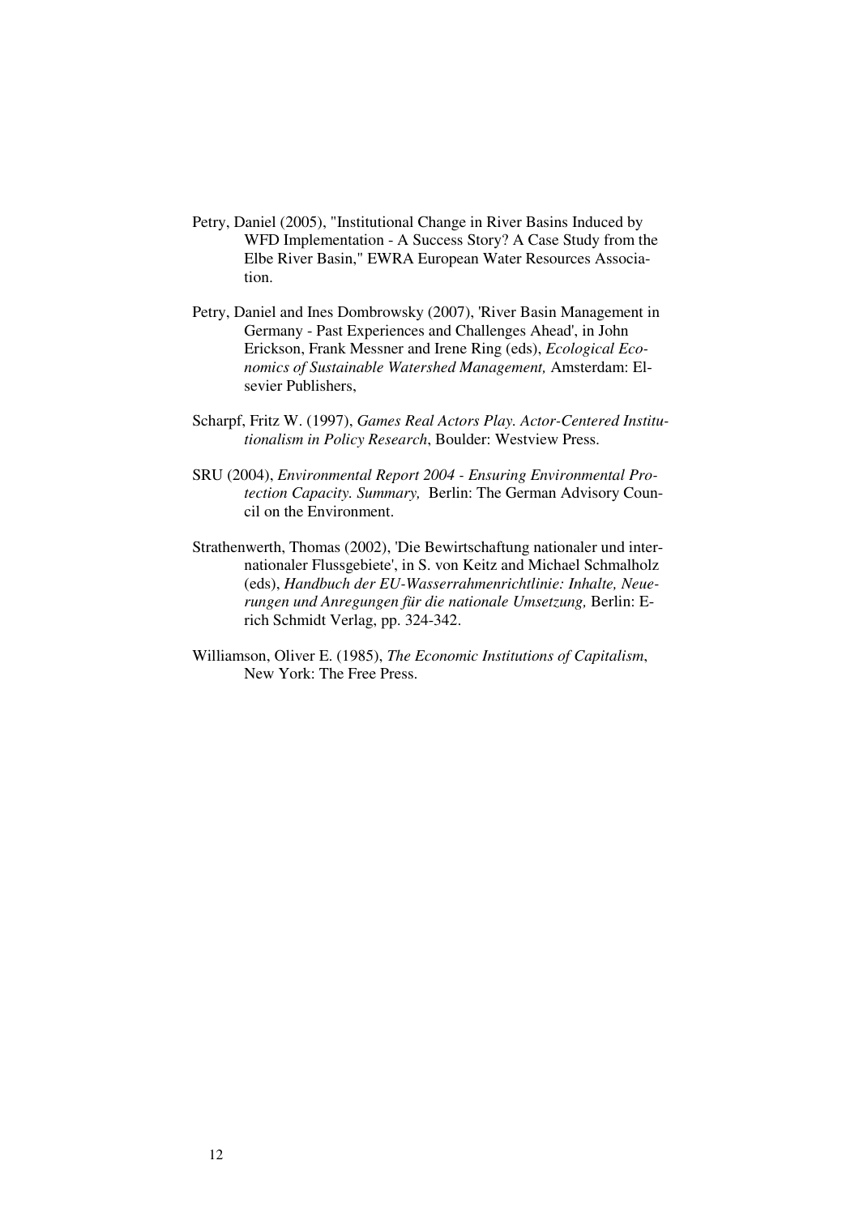Petry, Daniel (2005), "Institutional Change in River Basins Induced by WFD Implementation - A Success Story? A Case Study from the Elbe River Basin," EWRA European Water Resources Association.

Petry, Daniel and Ines Dombrowsky (2007), 'River Basin Management in Germany - Past Experiences and Challenges Ahead', in John Erickson, Frank Messner and Irene Ring (eds), *Ecological Economics of Sustainable Watershed Management,* Amsterdam: Elsevier Publishers,

Scharpf, Fritz W. (1997), *Games Real Actors Play. Actor-Centered Institutionalism in Policy Research*, Boulder: Westview Press.

SRU (2004), *Environmental Report 2004 - Ensuring Environmental Protection Capacity. Summary,* Berlin: The German Advisory Council on the Environment.

Strathenwerth, Thomas (2002), 'Die Bewirtschaftung nationaler und internationaler Flussgebiete', in S. von Keitz and Michael Schmalholz (eds), *Handbuch der EU-Wasserrahmenrichtlinie: Inhalte, Neuerungen und Anregungen für die nationale Umsetzung,* Berlin: Erich Schmidt Verlag, pp. 324-342.

Williamson, Oliver E. (1985), *The Economic Institutions of Capitalism*, New York: The Free Press.